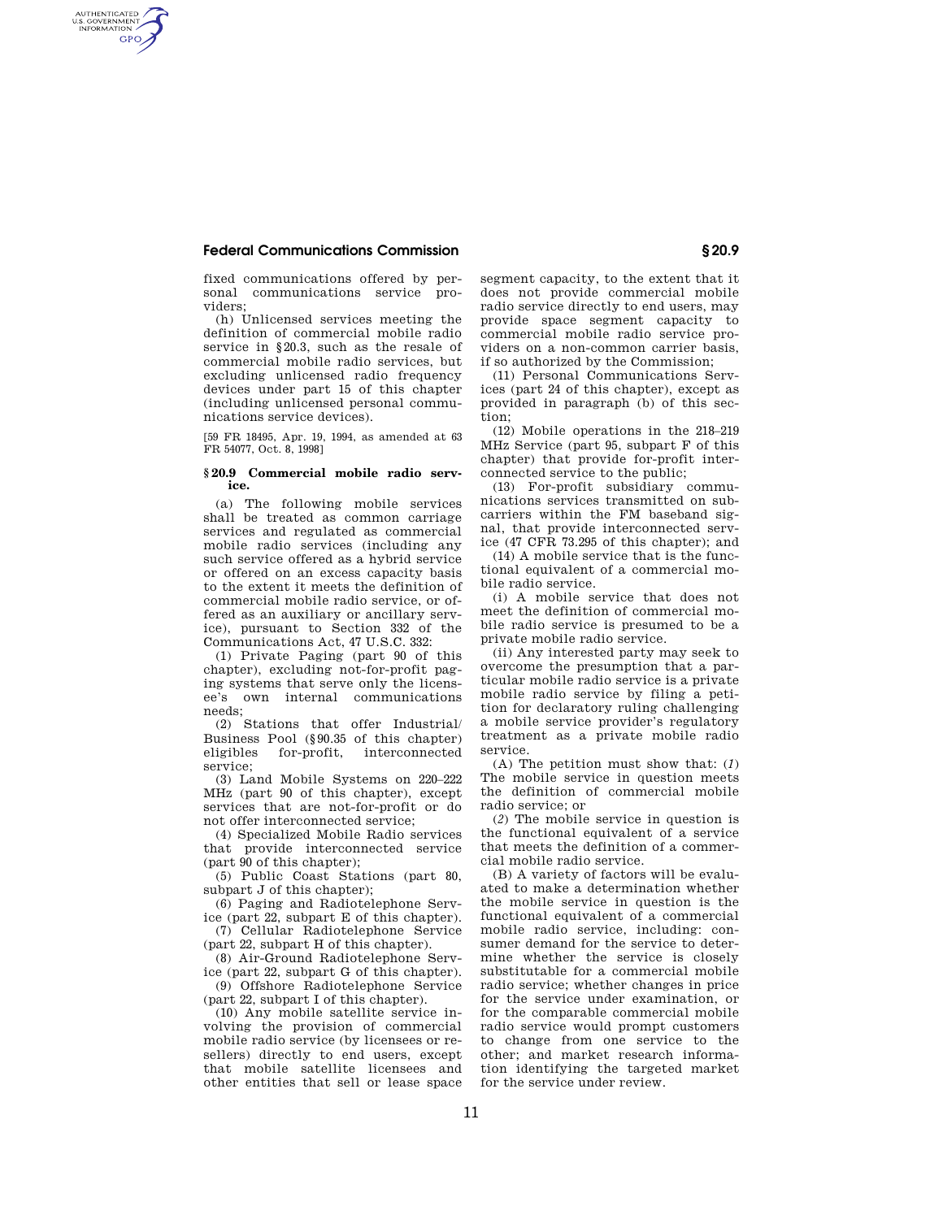fixed communications offered by personal communications service providers;

(h) Unlicensed services meeting the definition of commercial mobile radio service in §20.3, such as the resale of commercial mobile radio services, but excluding unlicensed radio frequency devices under part 15 of this chapter (including unlicensed personal communications service devices).

[59 FR 18495, Apr. 19, 1994, as amended at 63 FR 54077, Oct. 8, 1998]

### §20.9 Commercial mobile radio service.

(a) The following mobile services shall be treated as common carriage services and regulated as commercial mobile radio services (including any such service offered as a hybrid service or offered on an excess capacity basis to the extent it meets the definition of commercial mobile radio service, or offered as an auxiliary or ancillary service), pursuant to Section 332 of the Communications Act, 47 U.S.C. 332:

(1) Private Paging (part 90 of this chapter), excluding not-for-profit paging systems that serve only the licensee's own internal communications needs;

(2) Stations that offer Industrial/Business Pool (§90.35 of this chapter) eligibles for-profit, interconnected service;

(3) Land Mobile Systems on 220–222 MHz (part 90 of this chapter), except services that are not-for-profit or do not offer interconnected service;

(4) Specialized Mobile Radio services that provide interconnected service (part 90 of this chapter);

(5) Public Coast Stations (part 80, subpart J of this chapter);

(6) Paging and Radiotelephone Service (part 22, subpart E of this chapter).

(7) Cellular Radiotelephone Service (part 22, subpart H of this chapter).

(8) Air-Ground Radiotelephone Service (part 22, subpart G of this chapter).

(9) Offshore Radiotelephone Service (part 22, subpart I of this chapter).

(10) Any mobile satellite service involving the provision of commercial mobile radio service (by licensees or resellers) directly to end users, except that mobile satellite licensees and other entities that sell or lease space segment capacity, to the extent that it does not provide commercial mobile radio service directly to end users, may provide space segment capacity to commercial mobile radio service providers on a non-common carrier basis, if so authorized by the Commission;

(11) Personal Communications Services (part 24 of this chapter), except as provided in paragraph (b) of this section;

(12) Mobile operations in the 218–219 MHz Service (part 95, subpart F of this chapter) that provide for-profit interconnected service to the public;

(13) For-profit subsidiary communications services transmitted on subcarriers within the FM baseband signal, that provide interconnected service (47 CFR 73.295 of this chapter); and

(14) A mobile service that is the functional equivalent of a commercial mobile radio service.

(i) A mobile service that does not meet the definition of commercial mobile radio service is presumed to be a private mobile radio service.

(ii) Any interested party may seek to overcome the presumption that a particular mobile radio service is a private mobile radio service by filing a petition for declaratory ruling challenging a mobile service provider's regulatory treatment as a private mobile radio service.

(A) The petition must show that: (*1*) The mobile service in question meets the definition of commercial mobile radio service; or

(*2*) The mobile service in question is the functional equivalent of a service that meets the definition of a commercial mobile radio service.

(B) A variety of factors will be evaluated to make a determination whether the mobile service in question is the functional equivalent of a commercial mobile radio service, including: consumer demand for the service to determine whether the service is closely substitutable for a commercial mobile radio service; whether changes in price for the service under examination, or for the comparable commercial mobile radio service would prompt customers to change from one service to the other; and market research information identifying the targeted market for the service under review.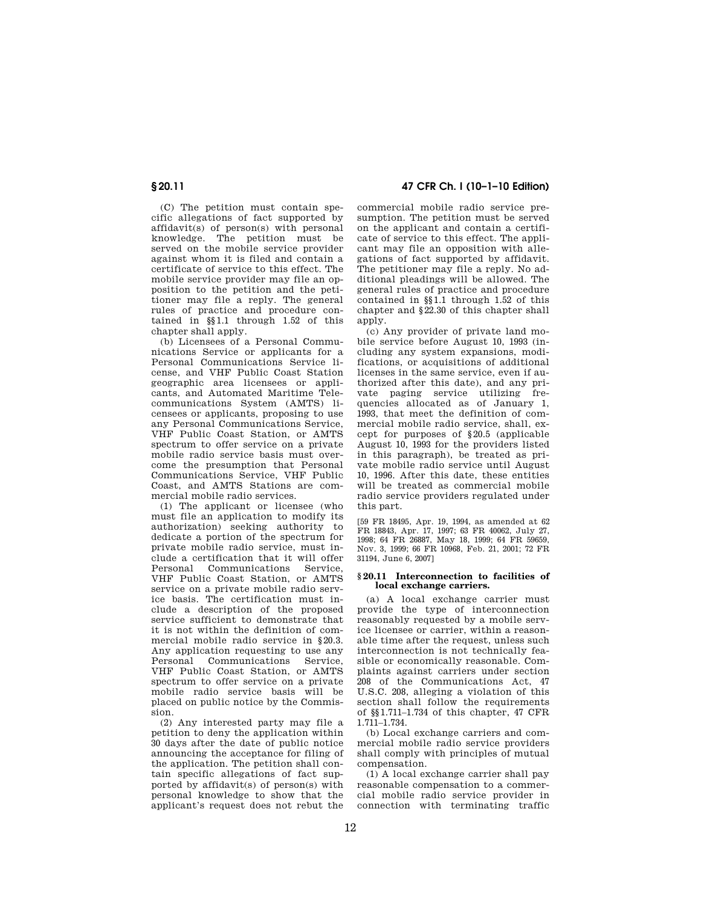(C) The petition must contain specific allegations of fact supported by affidavit(s) of person(s) with personal knowledge. The petition must be served on the mobile service provider against whom it is filed and contain a certificate of service to this effect. The mobile service provider may file an opposition to the petition and the petitioner may file a reply. The general rules of practice and procedure contained in §§1.1 through 1.52 of this chapter shall apply.

(b) Licensees of a Personal Communications Service or applicants for a Personal Communications Service license, and VHF Public Coast Station geographic area licensees or applicants, and Automated Maritime Telecommunications System (AMTS) licensees or applicants, proposing to use any Personal Communications Service, VHF Public Coast Station, or AMTS spectrum to offer service on a private mobile radio service basis must overcome the presumption that Personal Communications Service, VHF Public Coast, and AMTS Stations are commercial mobile radio services.

(1) The applicant or licensee (who must file an application to modify its authorization) seeking authority to dedicate a portion of the spectrum for private mobile radio service, must include a certification that it will offer Personal Communications Service, VHF Public Coast Station, or AMTS service on a private mobile radio service basis. The certification must include a description of the proposed service sufficient to demonstrate that it is not within the definition of commercial mobile radio service in §20.3. Any application requesting to use any Personal Communications Service, VHF Public Coast Station, or AMTS spectrum to offer service on a private mobile radio service basis will be placed on public notice by the Commission.

(2) Any interested party may file a petition to deny the application within 30 days after the date of public notice announcing the acceptance for filing of the application. The petition shall contain specific allegations of fact supported by affidavit(s) of person(s) with personal knowledge to show that the applicant's request does not rebut the commercial mobile radio service presumption. The petition must be served on the applicant and contain a certificate of service to this effect. The applicant may file an opposition with allegations of fact supported by affidavit. The petitioner may file a reply. No additional pleadings will be allowed. The general rules of practice and procedure contained in §§1.1 through 1.52 of this chapter and §22.30 of this chapter shall apply.

(c) Any provider of private land mobile service before August 10, 1993 (including any system expansions, modifications, or acquisitions of additional licenses in the same service, even if authorized after this date), and any private paging service utilizing frequencies allocated as of January 1, 1993, that meet the definition of commercial mobile radio service, shall, except for purposes of §20.5 (applicable August 10, 1993 for the providers listed in this paragraph), be treated as private mobile radio service until August 10, 1996. After this date, these entities will be treated as commercial mobile radio service providers regulated under this part.

[59 FR 18495, Apr. 19, 1994, as amended at 62 FR 18843, Apr. 17, 1997; 63 FR 40062, July 27, 1998; 64 FR 26887, May 18, 1999; 64 FR 59659, Nov. 3, 1999; 66 FR 10968, Feb. 21, 2001; 72 FR 31194, June 6, 2007]

### § 20.11 Interconnection to facilities of local exchange carriers.

(a) A local exchange carrier must provide the type of interconnection reasonably requested by a mobile service licensee or carrier, within a reasonable time after the request, unless such interconnection is not technically feasible or economically reasonable. Complaints against carriers under section 208 of the Communications Act, 47 U.S.C. 208, alleging a violation of this section shall follow the requirements of §§1.711–1.734 of this chapter, 47 CFR 1.711–1.734.

(b) Local exchange carriers and commercial mobile radio service providers shall comply with principles of mutual compensation.

(1) A local exchange carrier shall pay reasonable compensation to a commercial mobile radio service provider in connection with terminating traffic